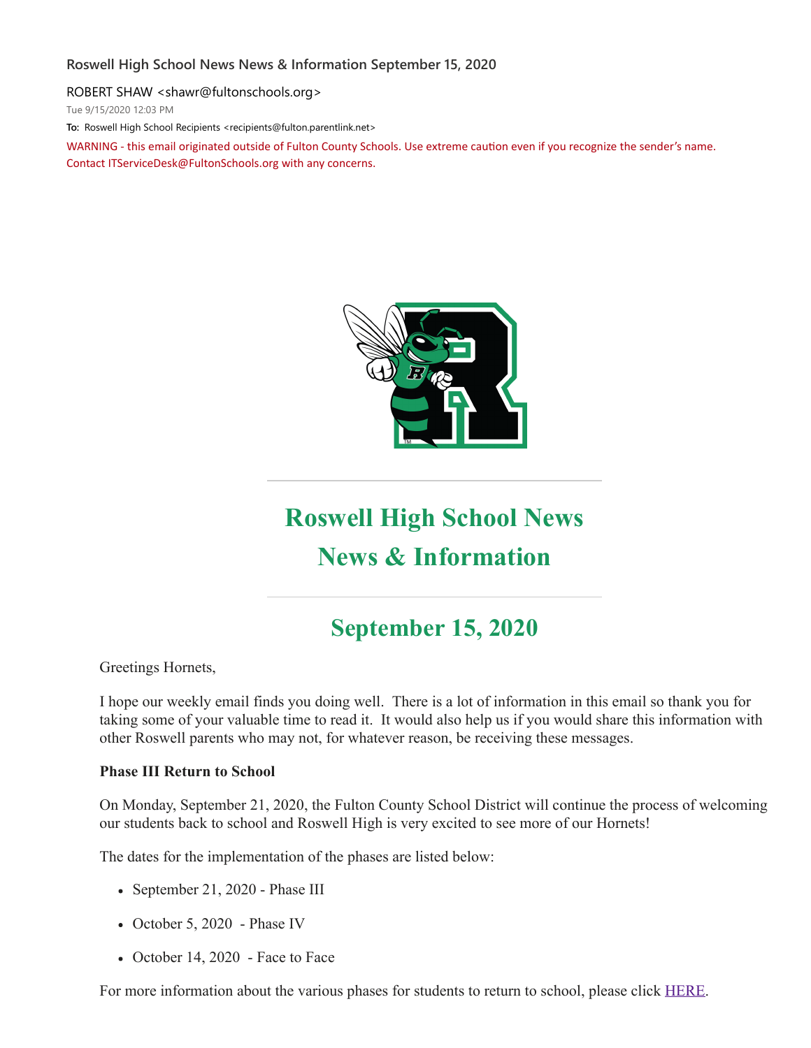**Roswell High School News News & Information September 15, 2020**

ROBERT SHAW <shawr@fultonschools.org>

Tue 9/15/2020 12:03 PM

**To:** Roswell High School Recipients <recipients@fulton.parentlink.net>

WARNING - this email originated outside of Fulton County Schools. Use extreme caution even if you recognize the sender's name. Contact ITServiceDesk@FultonSchools.org with any concerns.

# Roswell High School News
# News & Information

## September 15, 2020

Greetings Hornets,

I hope our weekly email finds you doing well. There is a lot of information in this email so thank you for taking some of your valuable time to read it. It would also help us if you would share this information with other Roswell parents who may not, for whatever reason, be receiving these messages.

**Phase III Return to School**

On Monday, September 21, 2020, the Fulton County School District will continue the process of welcoming our students back to school and Roswell High is very excited to see more of our Hornets!

The dates for the implementation of the phases are listed below:

- September 21, 2020 - Phase III
- October 5, 2020 - Phase IV
- October 14, 2020 - Face to Face

For more information about the various phases for students to return to school, please click HERE.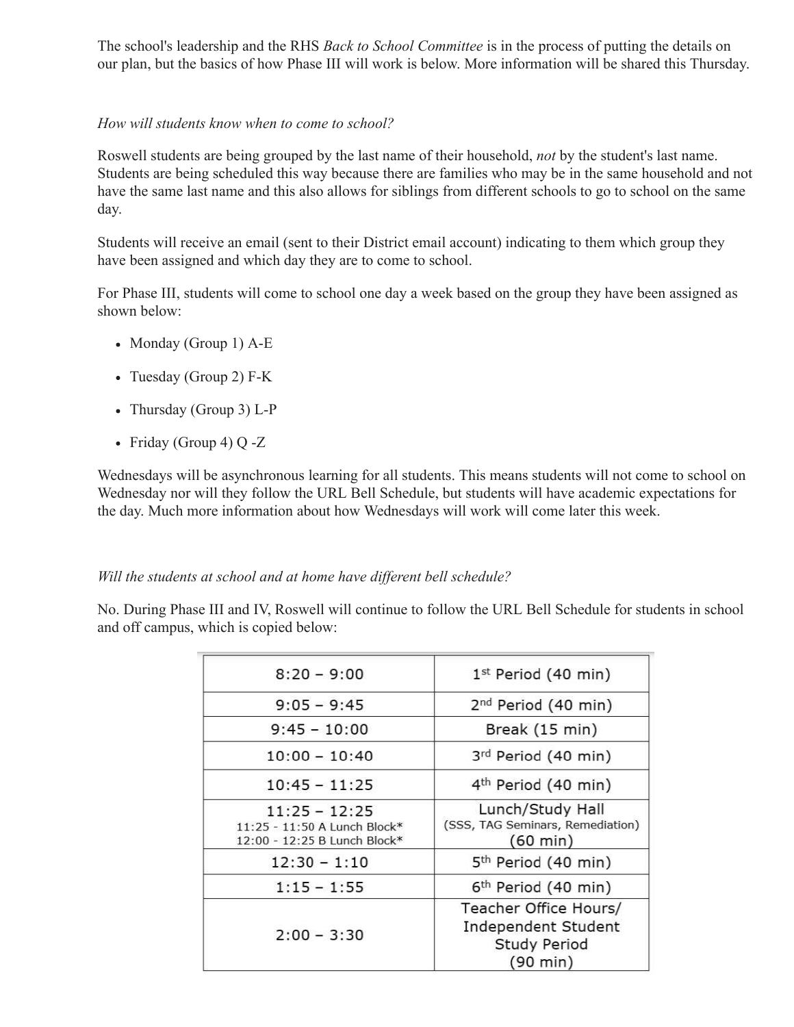The school's leadership and the RHS *Back to School Committee* is in the process of putting the details on our plan, but the basics of how Phase III will work is below. More information will be shared this Thursday.

*How will students know when to come to school?*

Roswell students are being grouped by the last name of their household, *not* by the student's last name. Students are being scheduled this way because there are families who may be in the same household and not have the same last name and this also allows for siblings from different schools to go to school on the same day.

Students will receive an email (sent to their District email account) indicating to them which group they have been assigned and which day they are to come to school.

For Phase III, students will come to school one day a week based on the group they have been assigned as shown below:

- Monday (Group 1) A-E
- Tuesday (Group 2) F-K
- Thursday (Group 3) L-P
- Friday (Group 4) Q -Z

Wednesdays will be asynchronous learning for all students. This means students will not come to school on Wednesday nor will they follow the URL Bell Schedule, but students will have academic expectations for the day. Much more information about how Wednesdays will work will come later this week.

*Will the students at school and at home have different bell schedule?*

No. During Phase III and IV, Roswell will continue to follow the URL Bell Schedule for students in school and off campus, which is copied below:

| | |
|---|---|
| 8:20 – 9:00 | 1st Period (40 min) |
| 9:05 – 9:45 | 2nd Period (40 min) |
| 9:45 – 10:00 | Break (15 min) |
| 10:00 – 10:40 | 3rd Period (40 min) |
| 10:45 – 11:25 | 4th Period (40 min) |
| 11:25 – 12:25<br>11:25 - 11:50 A Lunch Block*<br>12:00 - 12:25 B Lunch Block* | Lunch/Study Hall<br>(SSS, TAG Seminars, Remediation)<br>(60 min) |
| 12:30 – 1:10 | 5th Period (40 min) |
| 1:15 – 1:55 | 6th Period (40 min) |
| 2:00 – 3:30 | Teacher Office Hours/<br>Independent Student<br>Study Period<br>(90 min) |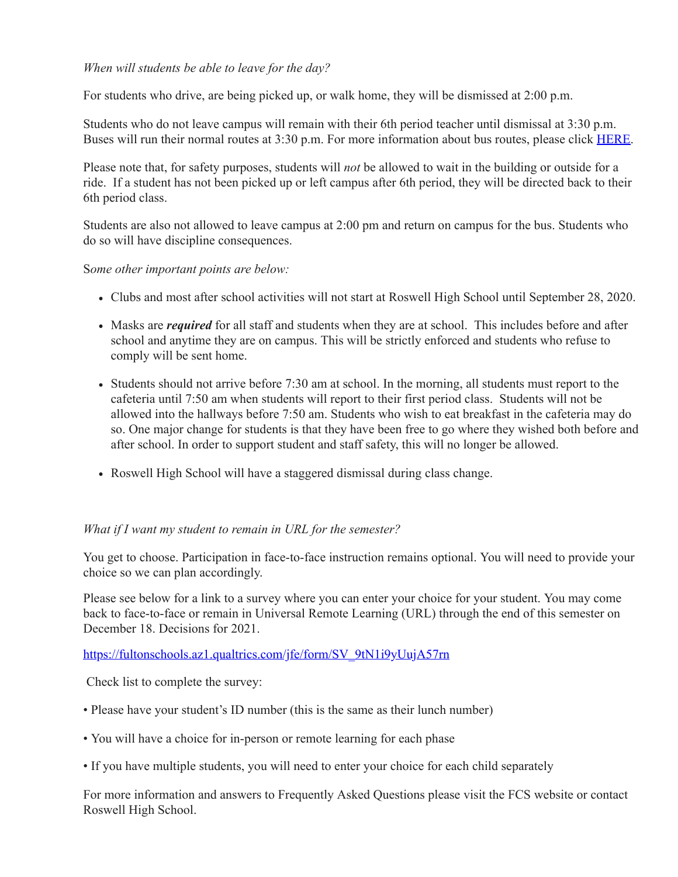*When will students be able to leave for the day?*

For students who drive, are being picked up, or walk home, they will be dismissed at 2:00 p.m.

Students who do not leave campus will remain with their 6th period teacher until dismissal at 3:30 p.m. Buses will run their normal routes at 3:30 p.m. For more information about bus routes, please click [HERE](HERE).

Please note that, for safety purposes, students will *not* be allowed to wait in the building or outside for a ride. If a student has not been picked up or left campus after 6th period, they will be directed back to their 6th period class.

Students are also not allowed to leave campus at 2:00 pm and return on campus for the bus. Students who do so will have discipline consequences.

*Some other important points are below:*

- Clubs and most after school activities will not start at Roswell High School until September 28, 2020.
- Masks are ***required*** for all staff and students when they are at school. This includes before and after school and anytime they are on campus. This will be strictly enforced and students who refuse to comply will be sent home.
- Students should not arrive before 7:30 am at school. In the morning, all students must report to the cafeteria until 7:50 am when students will report to their first period class. Students will not be allowed into the hallways before 7:50 am. Students who wish to eat breakfast in the cafeteria may do so. One major change for students is that they have been free to go where they wished both before and after school. In order to support student and staff safety, this will no longer be allowed.
- Roswell High School will have a staggered dismissal during class change.

*What if I want my student to remain in URL for the semester?*

You get to choose. Participation in face-to-face instruction remains optional. You will need to provide your choice so we can plan accordingly.

Please see below for a link to a survey where you can enter your choice for your student. You may come back to face-to-face or remain in Universal Remote Learning (URL) through the end of this semester on December 18. Decisions for 2021.

https://fultonschools.az1.qualtrics.com/jfe/form/SV_9tN1i9yUujA57rn

Check list to complete the survey:

• Please have your student's ID number (this is the same as their lunch number)

• You will have a choice for in-person or remote learning for each phase

• If you have multiple students, you will need to enter your choice for each child separately

For more information and answers to Frequently Asked Questions please visit the FCS website or contact Roswell High School.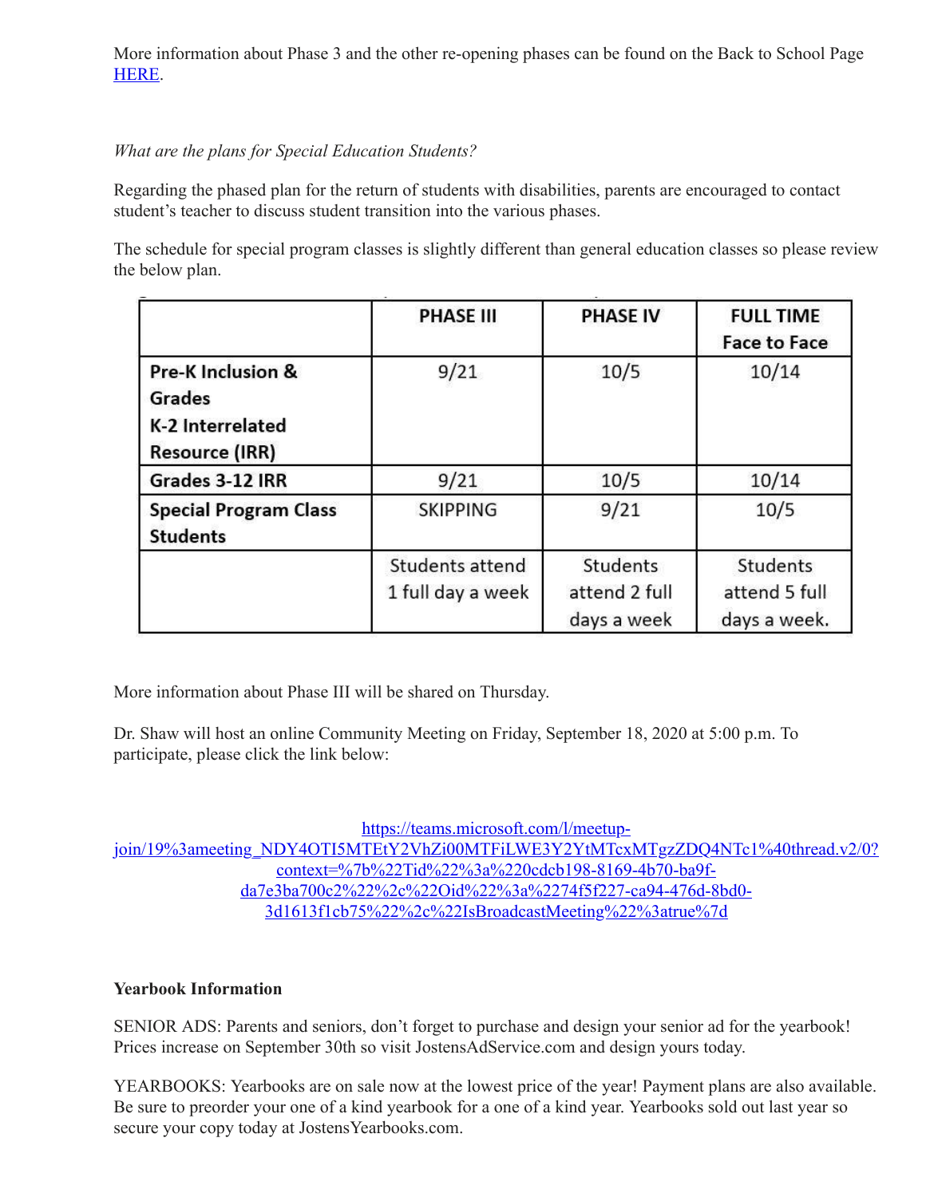More information about Phase 3 and the other re-opening phases can be found on the Back to School Page [HERE](#).

*What are the plans for Special Education Students?*

Regarding the phased plan for the return of students with disabilities, parents are encouraged to contact student's teacher to discuss student transition into the various phases.

The schedule for special program classes is slightly different than general education classes so please review the below plan.

| | PHASE III | PHASE IV | FULL TIME Face to Face |
|---|---|---|---|
| Pre-K Inclusion & Grades K-2 Interrelated Resource (IRR) | 9/21 | 10/5 | 10/14 |
| Grades 3-12 IRR | 9/21 | 10/5 | 10/14 |
| Special Program Class Students | SKIPPING | 9/21 | 10/5 |
| | Students attend 1 full day a week | Students attend 2 full days a week | Students attend 5 full days a week. |

More information about Phase III will be shared on Thursday.

Dr. Shaw will host an online Community Meeting on Friday, September 18, 2020 at 5:00 p.m. To participate, please click the link below:

[https://teams.microsoft.com/l/meetup-join/19%3ameeting_NDY4OTI5MTEtY2VhZi00MTFiLWE3Y2YtMTcxMTgzZDQ4NTc1%40thread.v2/0?context=%7b%22Tid%22%3a%220cdcb198-8169-4b70-ba9f-da7e3ba700c2%22%2c%22Oid%22%3a%2274f5f227-ca94-476d-8bd0-3d1613f1cb75%22%2c%22IsBroadcastMeeting%22%3atrue%7d](https://teams.microsoft.com/l/meetup-join/19%3ameeting_NDY4OTI5MTEtY2VhZi00MTFiLWE3Y2YtMTcxMTgzZDQ4NTc1%40thread.v2/0?context=%7b%22Tid%22%3a%220cdcb198-8169-4b70-ba9f-da7e3ba700c2%22%2c%22Oid%22%3a%2274f5f227-ca94-476d-8bd0-3d1613f1cb75%22%2c%22IsBroadcastMeeting%22%3atrue%7d)

**Yearbook Information**

SENIOR ADS: Parents and seniors, don't forget to purchase and design your senior ad for the yearbook! Prices increase on September 30th so visit JostensAdService.com and design yours today.

YEARBOOKS: Yearbooks are on sale now at the lowest price of the year! Payment plans are also available. Be sure to preorder your one of a kind yearbook for a one of a kind year. Yearbooks sold out last year so secure your copy today at JostensYearbooks.com.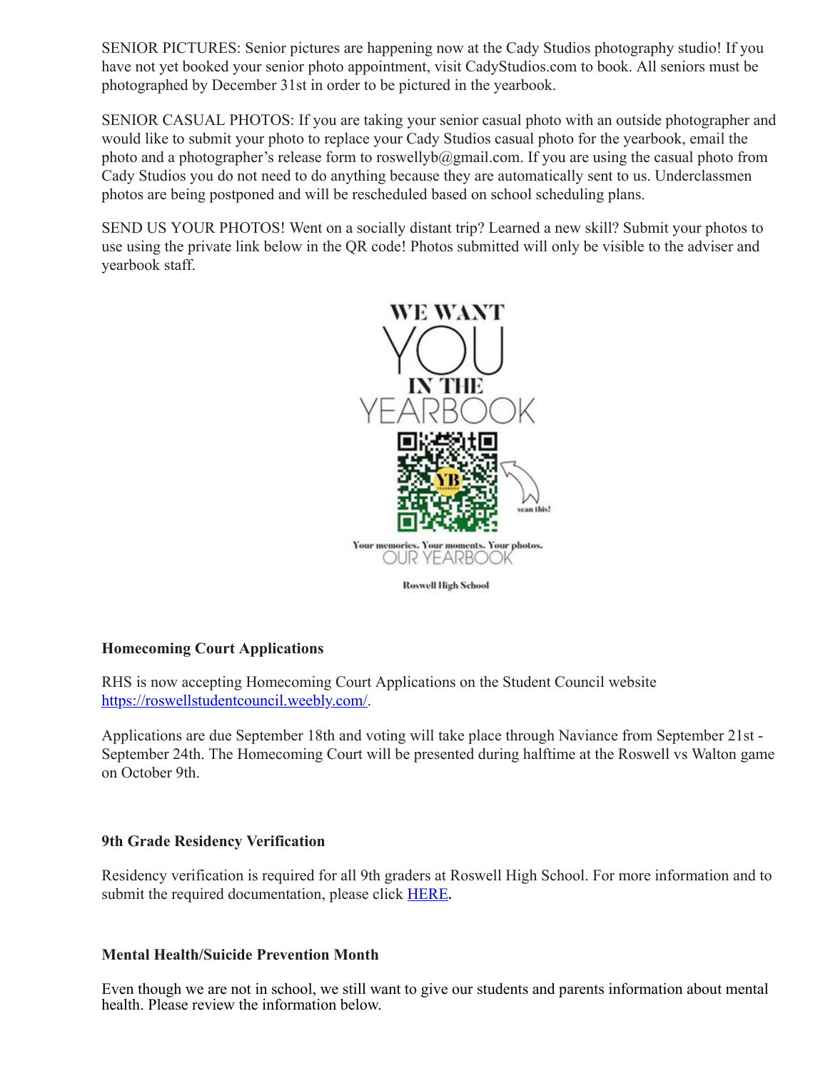SENIOR PICTURES: Senior pictures are happening now at the Cady Studios photography studio! If you have not yet booked your senior photo appointment, visit CadyStudios.com to book. All seniors must be photographed by December 31st in order to be pictured in the yearbook.

SENIOR CASUAL PHOTOS: If you are taking your senior casual photo with an outside photographer and would like to submit your photo to replace your Cady Studios casual photo for the yearbook, email the photo and a photographer's release form to roswellyb@gmail.com. If you are using the casual photo from Cady Studios you do not need to do anything because they are automatically sent to us. Underclassmen photos are being postponed and will be rescheduled based on school scheduling plans.

SEND US YOUR PHOTOS! Went on a socially distant trip? Learned a new skill? Submit your photos to use using the private link below in the QR code! Photos submitted will only be visible to the adviser and yearbook staff.

WE WANT YOU IN THE YEARBOOK

scan this!

Your memories. Your moments. Your photos.
OUR YEARBOOK

Roswell High School

**Homecoming Court Applications**

RHS is now accepting Homecoming Court Applications on the Student Council website https://roswellstudentcouncil.weebly.com/.

Applications are due September 18th and voting will take place through Naviance from September 21st - September 24th. The Homecoming Court will be presented during halftime at the Roswell vs Walton game on October 9th.

**9th Grade Residency Verification**

Residency verification is required for all 9th graders at Roswell High School. For more information and to submit the required documentation, please click HERE.

**Mental Health/Suicide Prevention Month**

Even though we are not in school, we still want to give our students and parents information about mental health. Please review the information below.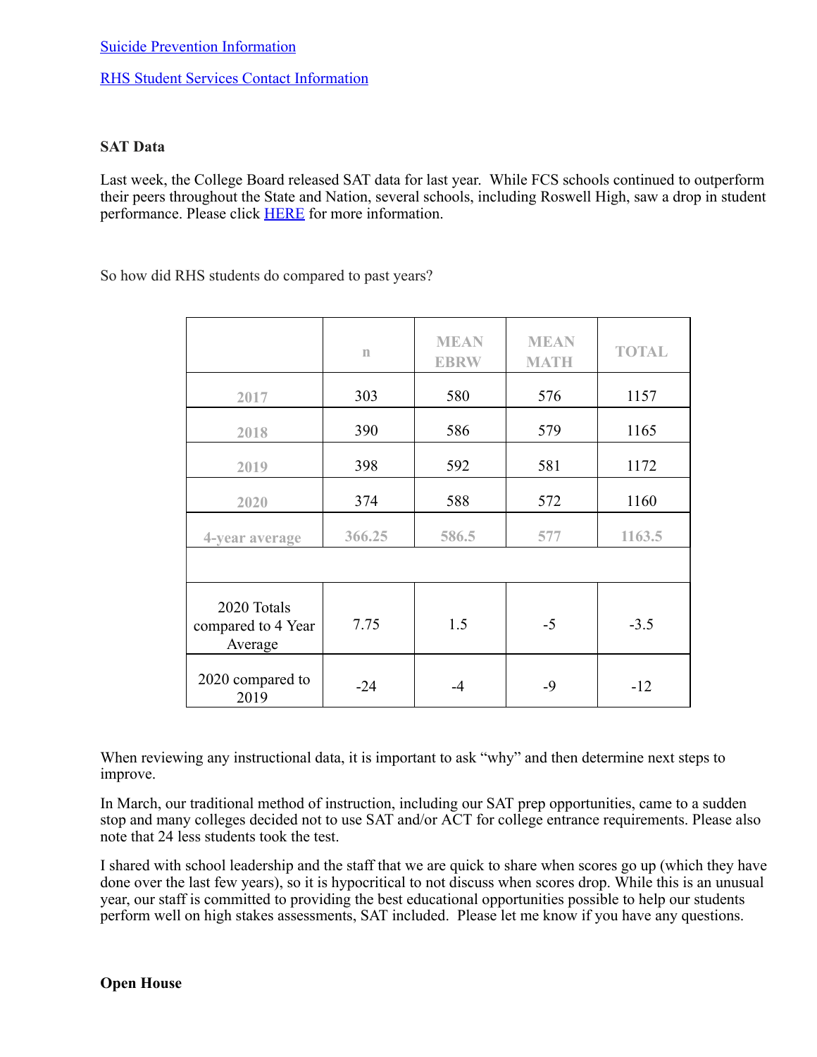[Suicide Prevention Information](#)

[RHS Student Services Contact Information](#)

**SAT Data**

Last week, the College Board released SAT data for last year. While FCS schools continued to outperform their peers throughout the State and Nation, several schools, including Roswell High, saw a drop in student performance. Please click [HERE](#) for more information.

So how did RHS students do compared to past years?

| | n | MEAN EBRW | MEAN MATH | TOTAL |
|---|---|---|---|---|
| 2017 | 303 | 580 | 576 | 1157 |
| 2018 | 390 | 586 | 579 | 1165 |
| 2019 | 398 | 592 | 581 | 1172 |
| 2020 | 374 | 588 | 572 | 1160 |
| 4-year average | 366.25 | 586.5 | 577 | 1163.5 |
| | | | | |
| 2020 Totals compared to 4 Year Average | 7.75 | 1.5 | -5 | -3.5 |
| 2020 compared to 2019 | -24 | -4 | -9 | -12 |

When reviewing any instructional data, it is important to ask "why" and then determine next steps to improve.

In March, our traditional method of instruction, including our SAT prep opportunities, came to a sudden stop and many colleges decided not to use SAT and/or ACT for college entrance requirements. Please also note that 24 less students took the test.

I shared with school leadership and the staff that we are quick to share when scores go up (which they have done over the last few years), so it is hypocritical to not discuss when scores drop. While this is an unusual year, our staff is committed to providing the best educational opportunities possible to help our students perform well on high stakes assessments, SAT included. Please let me know if you have any questions.

**Open House**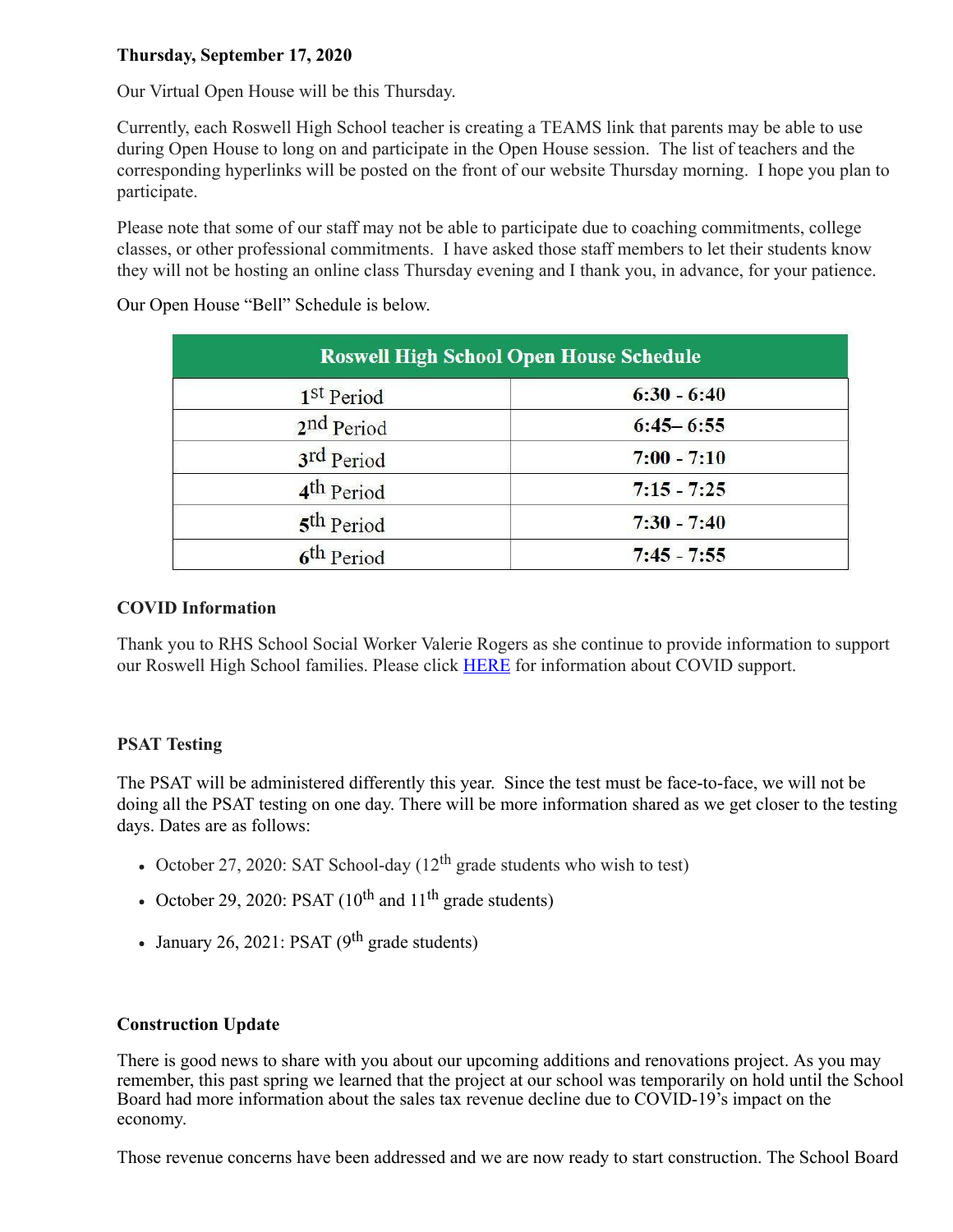**Thursday, September 17, 2020**

Our Virtual Open House will be this Thursday.

Currently, each Roswell High School teacher is creating a TEAMS link that parents may be able to use during Open House to long on and participate in the Open House session. The list of teachers and the corresponding hyperlinks will be posted on the front of our website Thursday morning. I hope you plan to participate.

Please note that some of our staff may not be able to participate due to coaching commitments, college classes, or other professional commitments. I have asked those staff members to let their students know they will not be hosting an online class Thursday evening and I thank you, in advance, for your patience.

Our Open House "Bell" Schedule is below.

| Roswell High School Open House Schedule | |
|---|---|
| 1st Period | 6:30 - 6:40 |
| 2nd Period | 6:45– 6:55 |
| 3rd Period | 7:00 - 7:10 |
| 4th Period | 7:15 - 7:25 |
| 5th Period | 7:30 - 7:40 |
| 6th Period | 7:45 - 7:55 |

**COVID Information**

Thank you to RHS School Social Worker Valerie Rogers as she continue to provide information to support our Roswell High School families. Please click HERE for information about COVID support.

**PSAT Testing**

The PSAT will be administered differently this year. Since the test must be face-to-face, we will not be doing all the PSAT testing on one day. There will be more information shared as we get closer to the testing days. Dates are as follows:

- October 27, 2020: SAT School-day (12th grade students who wish to test)
- October 29, 2020: PSAT (10th and 11th grade students)
- January 26, 2021: PSAT (9th grade students)

**Construction Update**

There is good news to share with you about our upcoming additions and renovations project. As you may remember, this past spring we learned that the project at our school was temporarily on hold until the School Board had more information about the sales tax revenue decline due to COVID-19's impact on the economy.

Those revenue concerns have been addressed and we are now ready to start construction. The School Board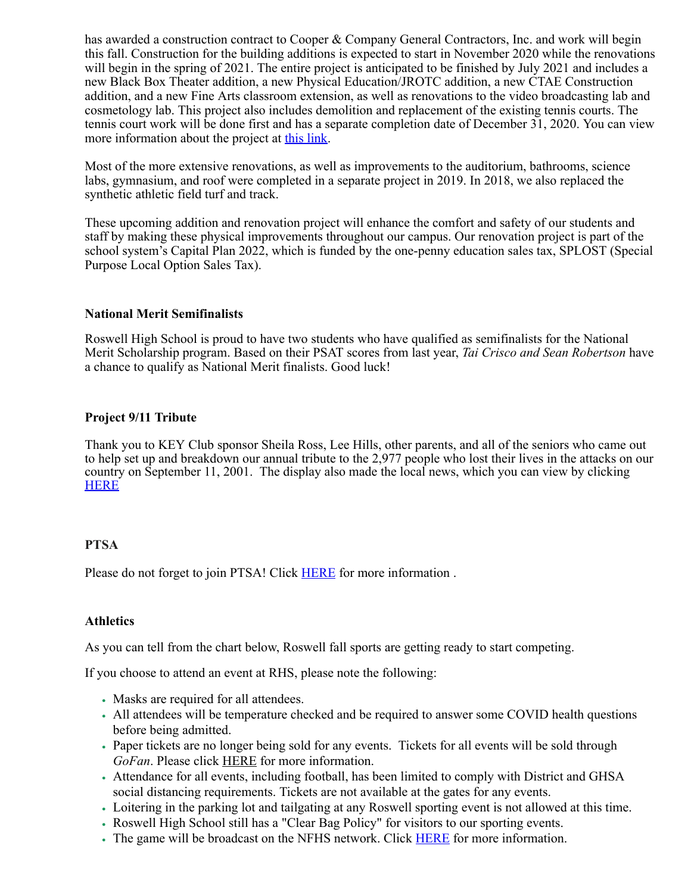has awarded a construction contract to Cooper & Company General Contractors, Inc. and work will begin this fall. Construction for the building additions is expected to start in November 2020 while the renovations will begin in the spring of 2021. The entire project is anticipated to be finished by July 2021 and includes a new Black Box Theater addition, a new Physical Education/JROTC addition, a new CTAE Construction addition, and a new Fine Arts classroom extension, as well as renovations to the video broadcasting lab and cosmetology lab. This project also includes demolition and replacement of the existing tennis courts. The tennis court work will be done first and has a separate completion date of December 31, 2020. You can view more information about the project at this link.

Most of the more extensive renovations, as well as improvements to the auditorium, bathrooms, science labs, gymnasium, and roof were completed in a separate project in 2019. In 2018, we also replaced the synthetic athletic field turf and track.

These upcoming addition and renovation project will enhance the comfort and safety of our students and staff by making these physical improvements throughout our campus. Our renovation project is part of the school system's Capital Plan 2022, which is funded by the one-penny education sales tax, SPLOST (Special Purpose Local Option Sales Tax).

**National Merit Semifinalists**

Roswell High School is proud to have two students who have qualified as semifinalists for the National Merit Scholarship program. Based on their PSAT scores from last year, *Tai Crisco and Sean Robertson* have a chance to qualify as National Merit finalists. Good luck!

**Project 9/11 Tribute**

Thank you to KEY Club sponsor Sheila Ross, Lee Hills, other parents, and all of the seniors who came out to help set up and breakdown our annual tribute to the 2,977 people who lost their lives in the attacks on our country on September 11, 2001. The display also made the local news, which you can view by clicking HERE

**PTSA**

Please do not forget to join PTSA! Click HERE for more information .

**Athletics**

As you can tell from the chart below, Roswell fall sports are getting ready to start competing.

If you choose to attend an event at RHS, please note the following:

- Masks are required for all attendees.
- All attendees will be temperature checked and be required to answer some COVID health questions before being admitted.
- Paper tickets are no longer being sold for any events. Tickets for all events will be sold through *GoFan*. Please click HERE for more information.
- Attendance for all events, including football, has been limited to comply with District and GHSA social distancing requirements. Tickets are not available at the gates for any events.
- Loitering in the parking lot and tailgating at any Roswell sporting event is not allowed at this time.
- Roswell High School still has a "Clear Bag Policy" for visitors to our sporting events.
- The game will be broadcast on the NFHS network. Click HERE for more information.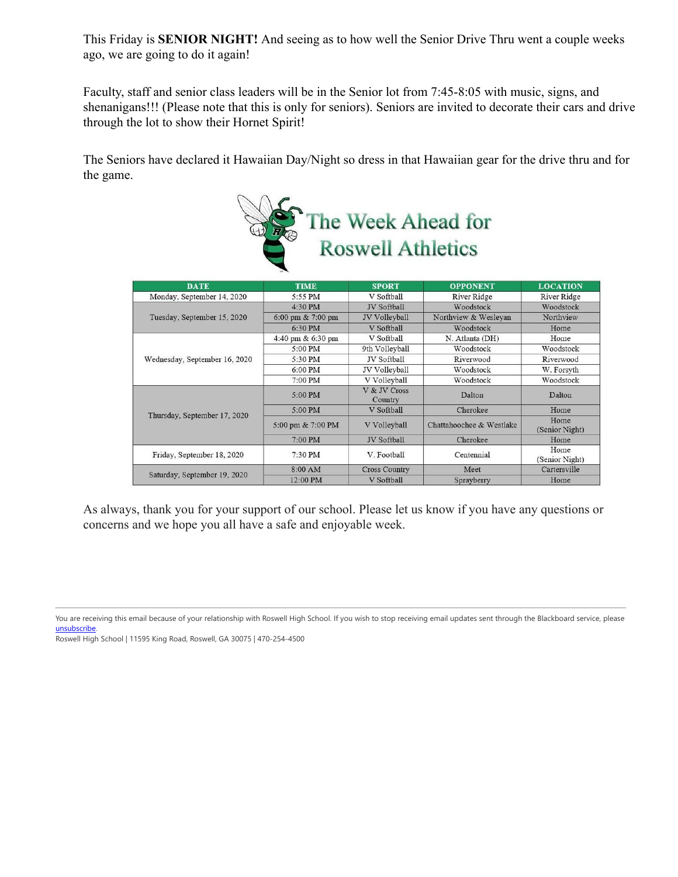This Friday is **SENIOR NIGHT!** And seeing as to how well the Senior Drive Thru went a couple weeks ago, we are going to do it again!

Faculty, staff and senior class leaders will be in the Senior lot from 7:45-8:05 with music, signs, and shenanigans!!! (Please note that this is only for seniors). Seniors are invited to decorate their cars and drive through the lot to show their Hornet Spirit!

The Seniors have declared it Hawaiian Day/Night so dress in that Hawaiian gear for the drive thru and for the game.

## The Week Ahead for Roswell Athletics

| DATE | TIME | SPORT | OPPONENT | LOCATION |
|---|---|---|---|---|
| Monday, September 14, 2020 | 5:55 PM | V Softball | River Ridge | River Ridge |
| Tuesday, September 15, 2020 | 4:30 PM | JV Softball | Woodstock | Woodstock |
| | 6:00 pm & 7:00 pm | JV Volleyball | Northview & Wesleyan | Northview |
| | 6:30 PM | V Softball | Woodstock | Home |
| Wednesday, September 16, 2020 | 4:40 pm & 6:30 pm | V Softball | N. Atlanta (DH) | Home |
| | 5:00 PM | 9th Volleyball | Woodstock | Woodstock |
| | 5:30 PM | JV Softball | Riverwood | Riverwood |
| | 6:00 PM | JV Volleyball | Woodstock | W. Forsyth |
| | 7:00 PM | V Volleyball | Woodstock | Woodstock |
| Thursday, September 17, 2020 | 5:00 PM | V & JV Cross Country | Dalton | Dalton |
| | 5:00 PM | V Softball | Cherokee | Home |
| | 5:00 pm & 7:00 PM | V Volleyball | Chattahoochee & Westlake | Home (Senior Night) |
| | 7:00 PM | JV Softball | Cherokee | Home |
| Friday, September 18, 2020 | 7:30 PM | V. Football | Centennial | Home (Senior Night) |
| Saturday, September 19, 2020 | 8:00 AM | Cross Country | Meet | Cartersville |
| | 12:00 PM | V Softball | Sprayberry | Home |

As always, thank you for your support of our school. Please let us know if you have any questions or concerns and we hope you all have a safe and enjoyable week.

You are receiving this email because of your relationship with Roswell High School. If you wish to stop receiving email updates sent through the Blackboard service, please unsubscribe.

Roswell High School | 11595 King Road, Roswell, GA 30075 | 470-254-4500